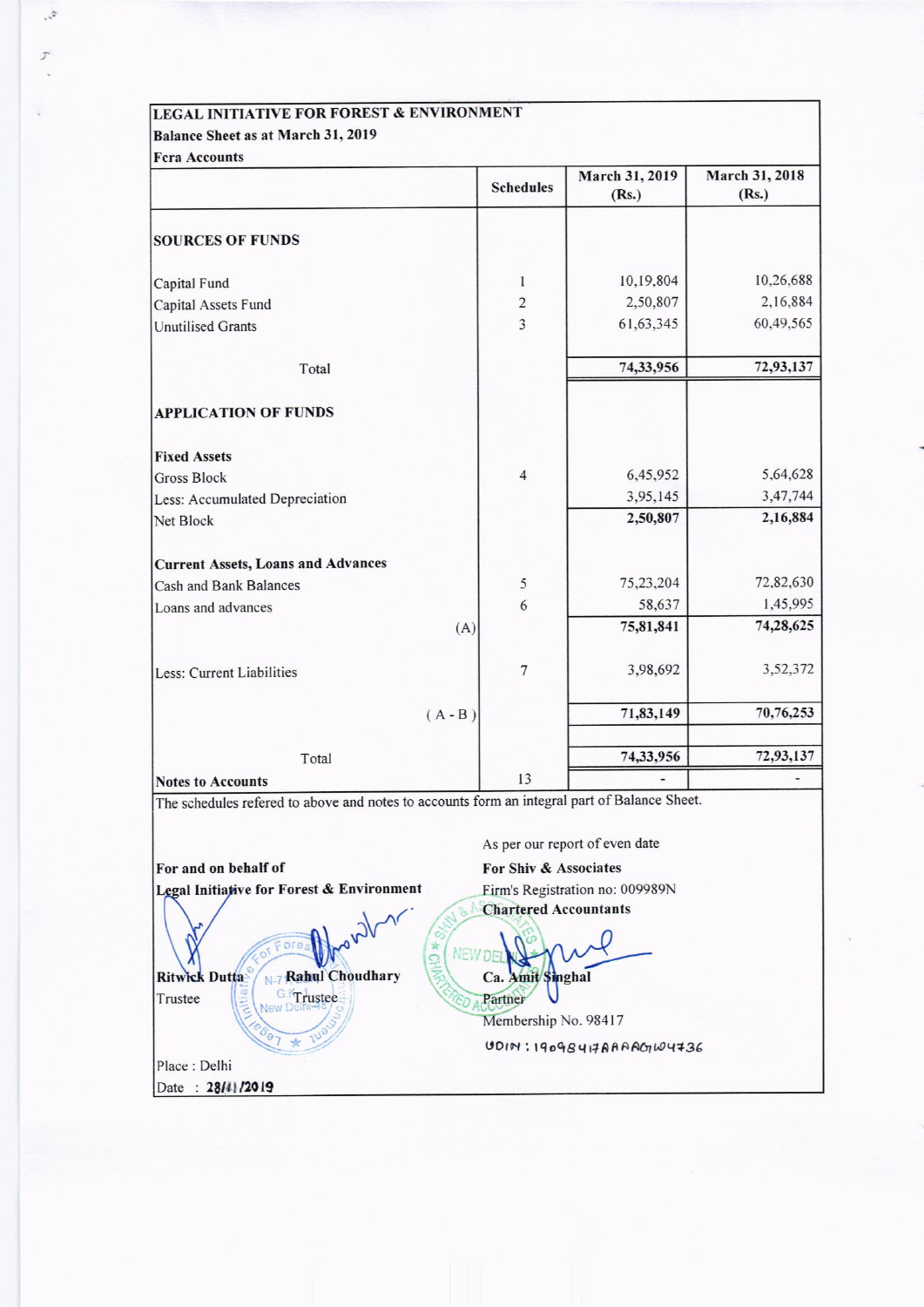**LEGAL INITIATIVE FOR FOREST & ENVIRONMENT**

**Balance Sheet as at March 31, 2019**

**Fcra Accounts**

| | Schedules | March 31, 2019 (Rs.) | March 31, 2018 (Rs.) |
|---|---|---|---|
| **SOURCES OF FUNDS** | | | |
| Capital Fund | 1 | 10,19,804 | 10,26,688 |
| Capital Assets Fund | 2 | 2,50,807 | 2,16,884 |
| Unutilised Grants | 3 | 61,63,345 | 60,49,565 |
| Total | | **74,33,956** | **72,93,137** |
| **APPLICATION OF FUNDS** | | | |
| **Fixed Assets** | | | |
| Gross Block | 4 | 6,45,952 | 5,64,628 |
| Less: Accumulated Depreciation | | 3,95,145 | 3,47,744 |
| Net Block | | **2,50,807** | **2,16,884** |
| **Current Assets, Loans and Advances** | | | |
| Cash and Bank Balances | 5 | 75,23,204 | 72,82,630 |
| Loans and advances | 6 | 58,637 | 1,45,995 |
| (A) | | **75,81,841** | **74,28,625** |
| Less: Current Liabilities | 7 | 3,98,692 | 3,52,372 |
| ( A - B ) | | **71,83,149** | **70,76,253** |
| Total | | **74,33,956** | **72,93,137** |
| **Notes to Accounts** | 13 | - | - |

The schedules refered to above and notes to accounts form an integral part of Balance Sheet.

**For and on behalf of**
**Legal Initiative for Forest & Environment**

Ritwick Dutta
Trustee

Rahul Choudhary
Trustee

As per our report of even date
**For Shiv & Associates**
Firm's Registration no: 009989N
**Chartered Accountants**

Ca. Amit Singhal
Partner
Membership No. 98417
UDIN : 19098417AAAAAG4436

Place : Delhi
Date : 28/11/2019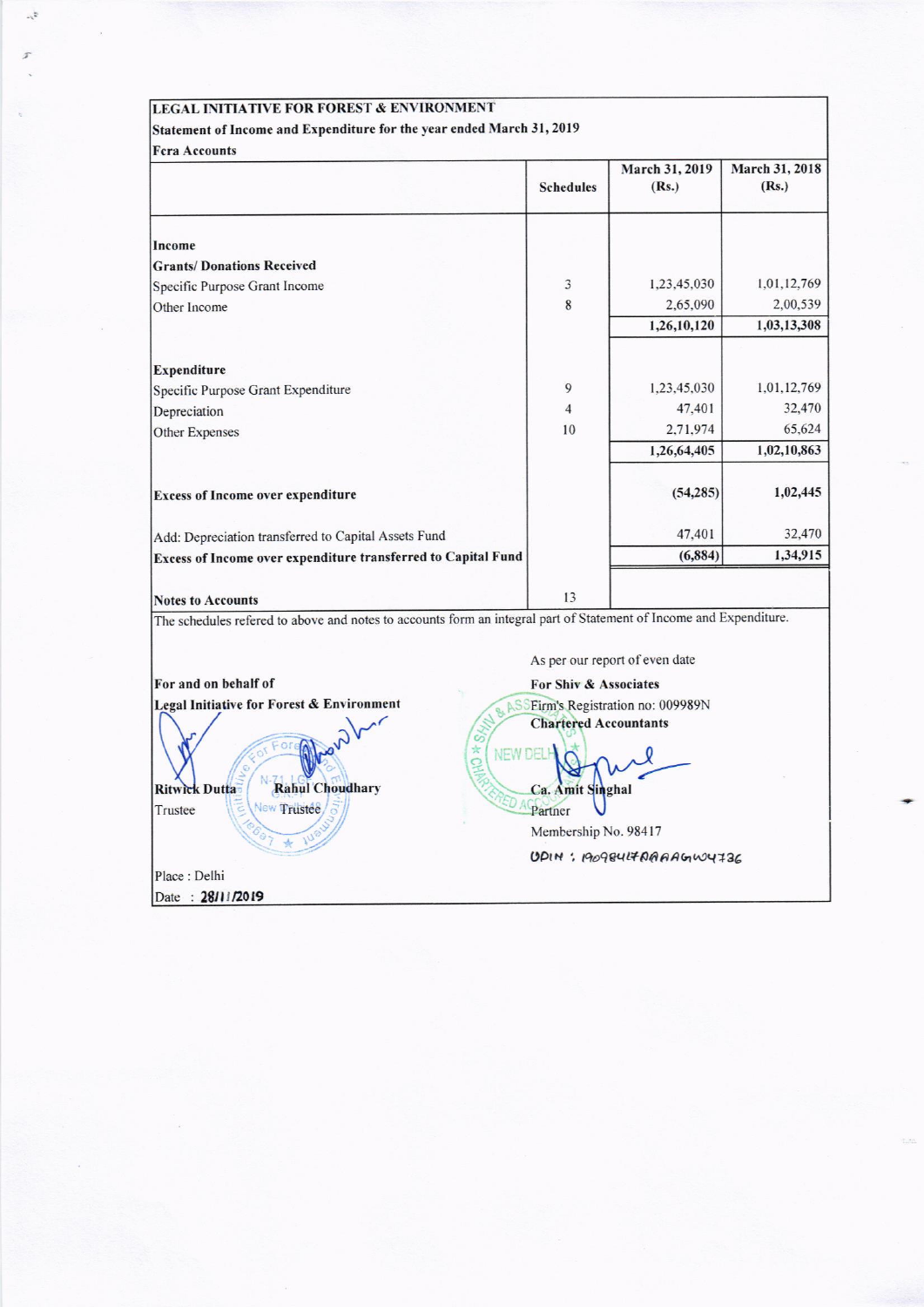**LEGAL INITIATIVE FOR FOREST & ENVIRONMENT**

**Statement of Income and Expenditure for the year ended March 31, 2019**

**Fcra Accounts**

| | Schedules | March 31, 2019 (Rs.) | March 31, 2018 (Rs.) |
|---|---|---|---|
| **Income** | | | |
| **Grants/ Donations Received** | | | |
| Specific Purpose Grant Income | 3 | 1,23,45,030 | 1,01,12,769 |
| Other Income | 8 | 2,65,090 | 2,00,539 |
| | | **1,26,10,120** | **1,03,13,308** |
| **Expenditure** | | | |
| Specific Purpose Grant Expenditure | 9 | 1,23,45,030 | 1,01,12,769 |
| Depreciation | 4 | 47,401 | 32,470 |
| Other Expenses | 10 | 2,71,974 | 65,624 |
| | | **1,26,64,405** | **1,02,10,863** |
| **Excess of Income over expenditure** | | **(54,285)** | **1,02,445** |
| Add: Depreciation transferred to Capital Assets Fund | | 47,401 | 32,470 |
| **Excess of Income over expenditure transferred to Capital Fund** | | **(6,884)** | **1,34,915** |
| **Notes to Accounts** | 13 | | |

The schedules refered to above and notes to accounts form an integral part of Statement of Income and Expenditure.

As per our report of even date

**For and on behalf of**
**Legal Initiative for Forest & Environment**

**Ritwick Dutta**
Trustee

**Rahul Choudhary**
Trustee

**For Shiv & Associates**
Firm's Registration no: 009989N
**Chartered Accountants**

**Ca. Amit Singhal**
Partner
Membership No. 98417
UDIN : 19098417AAAAGW4736

Place : Delhi
Date : 28/11/2019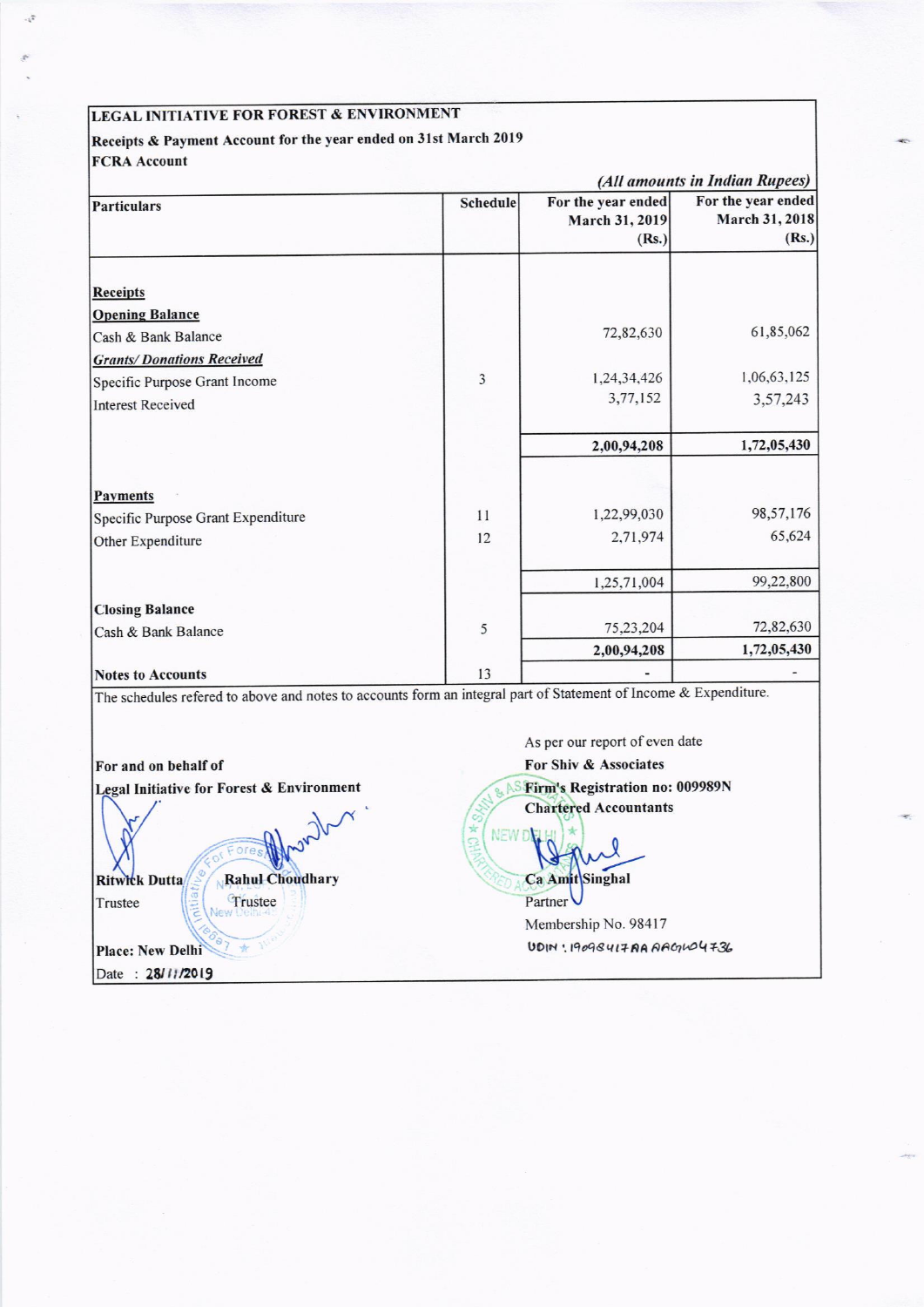**LEGAL INITIATIVE FOR FOREST & ENVIRONMENT**

**Receipts & Payment Account for the year ended on 31st March 2019**

**FCRA Account**

*(All amounts in Indian Rupees)*

| Particulars | Schedule | For the year ended March 31, 2019 (Rs.) | For the year ended March 31, 2018 (Rs.) |
|---|---|---|---|
| **Receipts** | | | |
| **Opening Balance** | | | |
| Cash & Bank Balance | | 72,82,630 | 61,85,062 |
| ***Grants/ Donations Received*** | | | |
| Specific Purpose Grant Income | 3 | 1,24,34,426 | 1,06,63,125 |
| Interest Received | | 3,77,152 | 3,57,243 |
| | | **2,00,94,208** | **1,72,05,430** |
| **Payments** | | | |
| Specific Purpose Grant Expenditure | 11 | 1,22,99,030 | 98,57,176 |
| Other Expenditure | 12 | 2,71,974 | 65,624 |
| | | 1,25,71,004 | 99,22,800 |
| **Closing Balance** | | | |
| Cash & Bank Balance | 5 | 75,23,204 | 72,82,630 |
| | | **2,00,94,208** | **1,72,05,430** |
| **Notes to Accounts** | 13 | - | - |

The schedules refered to above and notes to accounts form an integral part of Statement of Income & Expenditure.

**For and on behalf of**
**Legal Initiative for Forest & Environment**

**Ritwick Dutta**
Trustee

**Rahul Choudhary**
Trustee

**Place: New Delhi**
Date : 28/11/2019

As per our report of even date
**For Shiv & Associates**
**Firm's Registration no: 009989N**
**Chartered Accountants**

**Ca Amit Singhal**
Partner
Membership No. 98417
UDIN : 19098417AAAAGW4736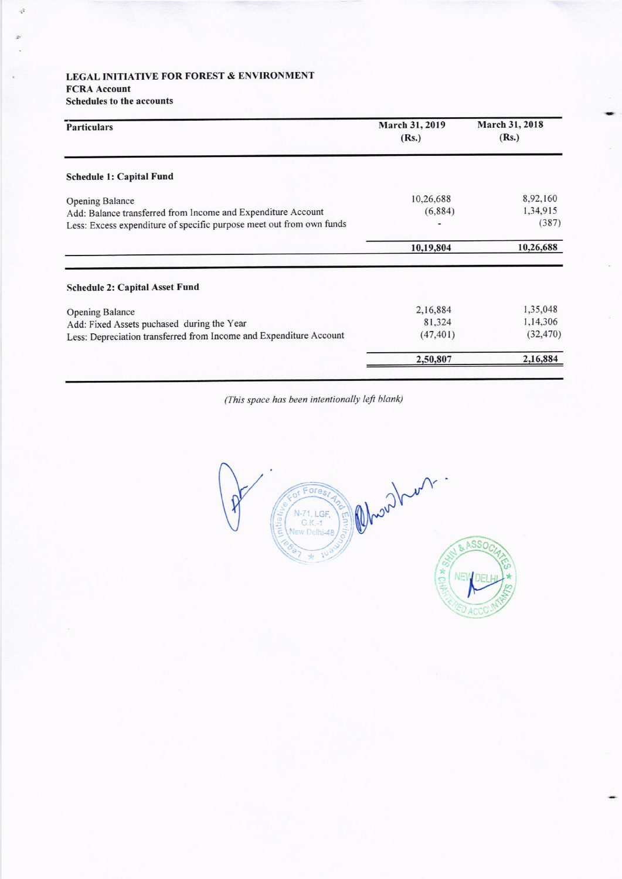**LEGAL INITIATIVE FOR FOREST & ENVIRONMENT**
**FCRA Account**
**Schedules to the accounts**

| Particulars | March 31, 2019 (Rs.) | March 31, 2018 (Rs.) |
|---|---|---|
| **Schedule 1: Capital Fund** | | |
| Opening Balance | 10,26,688 | 8,92,160 |
| Add: Balance transferred from Income and Expenditure Account | (6,884) | 1,34,915 |
| Less: Excess expenditure of specific purpose meet out from own funds | - | (387) |
| | **10,19,804** | **10,26,688** |
| **Schedule 2: Capital Asset Fund** | | |
| Opening Balance | 2,16,884 | 1,35,048 |
| Add: Fixed Assets puchased during the Year | 81,324 | 1,14,306 |
| Less: Depreciation transferred from Income and Expenditure Account | (47,401) | (32,470) |
| | **2,50,807** | **2,16,884** |

*(This space has been intentionally left blank)*